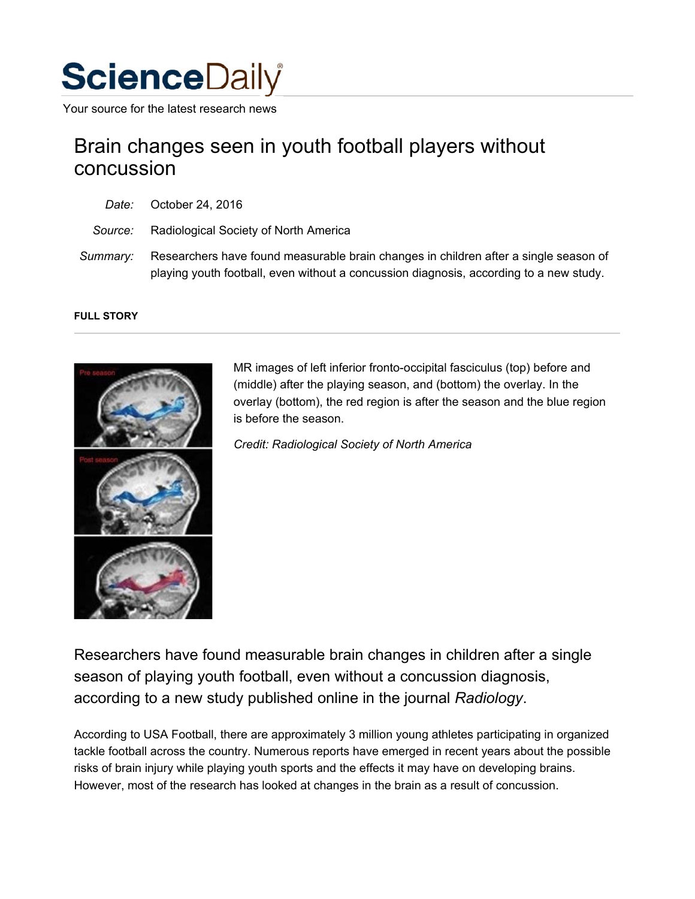# ScienceDaily

Your source for the latest research news

## Brain changes seen in youth football players without concussion

*Date:* October 24, 2016

*Source:* Radiological Society of North America

*Summary:* Researchers have found measurable brain changes in children after a single season of playing youth football, even without a concussion diagnosis, according to a new study.

**FULL STORY**

MR images of left inferior fronto-occipital fasciculus (top) before and (middle) after the playing season, and (bottom) the overlay. In the overlay (bottom), the red region is after the season and the blue region is before the season.

*Credit: Radiological Society of North America*

Researchers have found measurable brain changes in children after a single season of playing youth football, even without a concussion diagnosis, according to a new study published online in the journal *Radiology*.

According to USA Football, there are approximately 3 million young athletes participating in organized tackle football across the country. Numerous reports have emerged in recent years about the possible risks of brain injury while playing youth sports and the effects it may have on developing brains. However, most of the research has looked at changes in the brain as a result of concussion.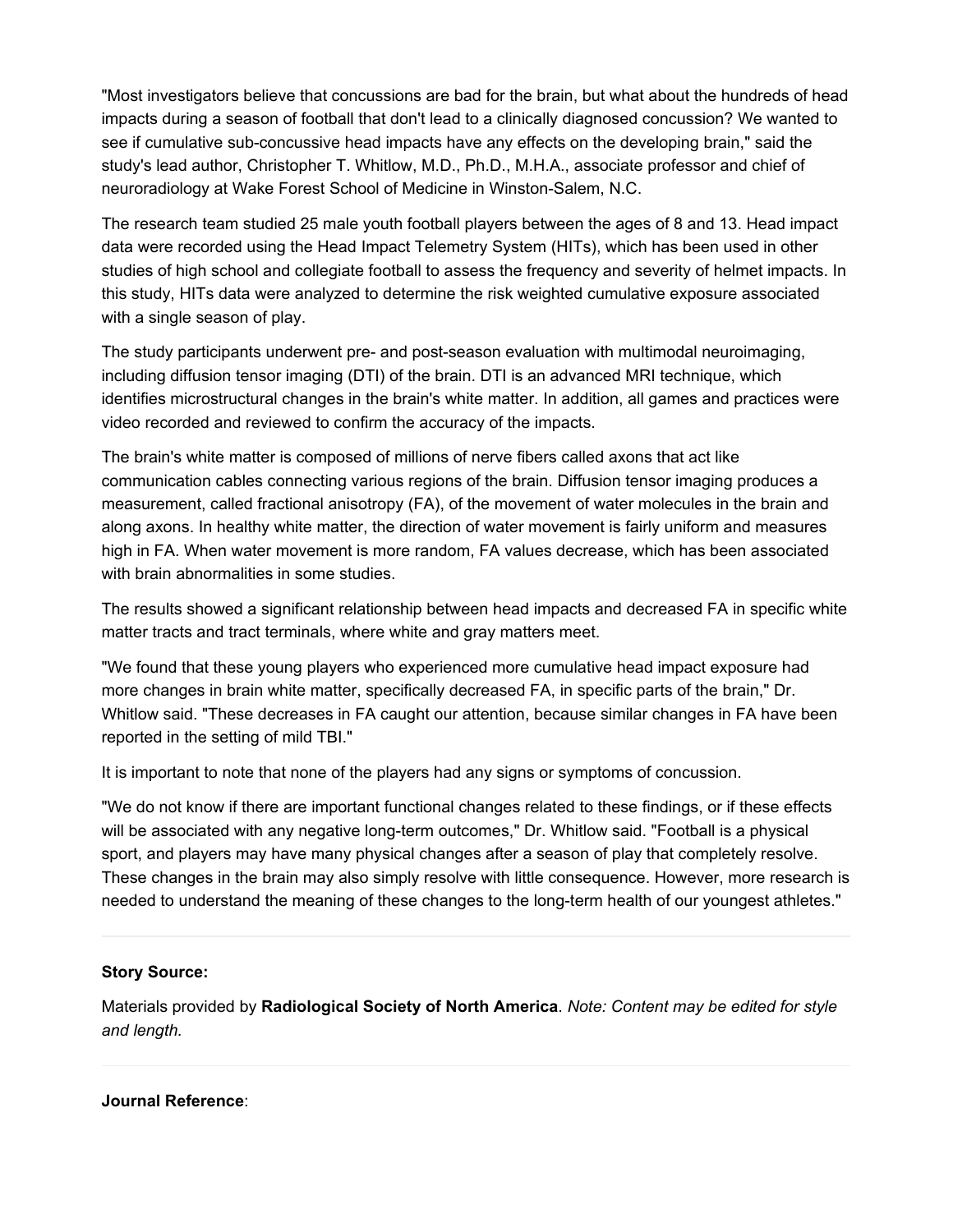"Most investigators believe that concussions are bad for the brain, but what about the hundreds of head impacts during a season of football that don't lead to a clinically diagnosed concussion? We wanted to see if cumulative sub-concussive head impacts have any effects on the developing brain," said the study's lead author, Christopher T. Whitlow, M.D., Ph.D., M.H.A., associate professor and chief of neuroradiology at Wake Forest School of Medicine in Winston-Salem, N.C.

The research team studied 25 male youth football players between the ages of 8 and 13. Head impact data were recorded using the Head Impact Telemetry System (HITs), which has been used in other studies of high school and collegiate football to assess the frequency and severity of helmet impacts. In this study, HITs data were analyzed to determine the risk weighted cumulative exposure associated with a single season of play.

The study participants underwent pre- and post-season evaluation with multimodal neuroimaging, including diffusion tensor imaging (DTI) of the brain. DTI is an advanced MRI technique, which identifies microstructural changes in the brain's white matter. In addition, all games and practices were video recorded and reviewed to confirm the accuracy of the impacts.

The brain's white matter is composed of millions of nerve fibers called axons that act like communication cables connecting various regions of the brain. Diffusion tensor imaging produces a measurement, called fractional anisotropy (FA), of the movement of water molecules in the brain and along axons. In healthy white matter, the direction of water movement is fairly uniform and measures high in FA. When water movement is more random, FA values decrease, which has been associated with brain abnormalities in some studies.

The results showed a significant relationship between head impacts and decreased FA in specific white matter tracts and tract terminals, where white and gray matters meet.

"We found that these young players who experienced more cumulative head impact exposure had more changes in brain white matter, specifically decreased FA, in specific parts of the brain," Dr. Whitlow said. "These decreases in FA caught our attention, because similar changes in FA have been reported in the setting of mild TBI."

It is important to note that none of the players had any signs or symptoms of concussion.

"We do not know if there are important functional changes related to these findings, or if these effects will be associated with any negative long-term outcomes," Dr. Whitlow said. "Football is a physical sport, and players may have many physical changes after a season of play that completely resolve. These changes in the brain may also simply resolve with little consequence. However, more research is needed to understand the meaning of these changes to the long-term health of our youngest athletes."

---

**Story Source:**

Materials provided by **Radiological Society of North America**. *Note: Content may be edited for style and length.*

---

**Journal Reference**: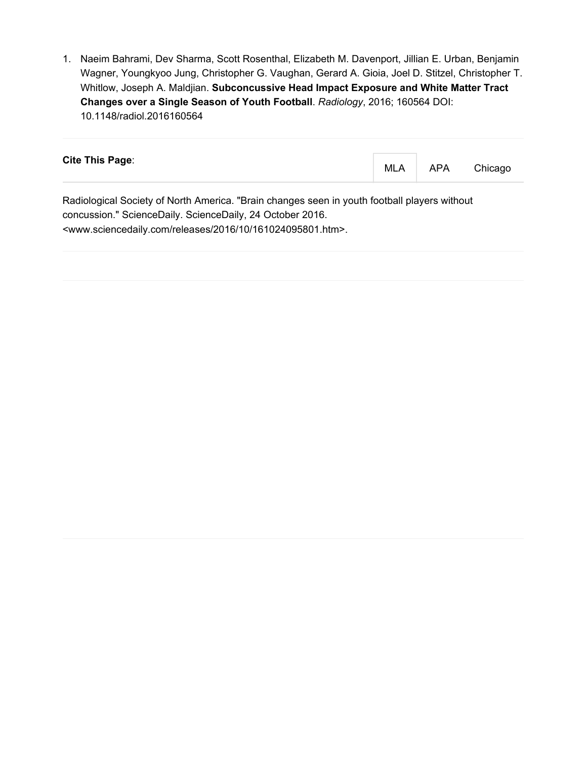1. Naeim Bahrami, Dev Sharma, Scott Rosenthal, Elizabeth M. Davenport, Jillian E. Urban, Benjamin Wagner, Youngkyoo Jung, Christopher G. Vaughan, Gerard A. Gioia, Joel D. Stitzel, Christopher T. Whitlow, Joseph A. Maldjian. **Subconcussive Head Impact Exposure and White Matter Tract Changes over a Single Season of Youth Football**. *Radiology*, 2016; 160564 DOI: 10.1148/radiol.2016160564

---

**Cite This Page**:

MLA APA Chicago

Radiological Society of North America. "Brain changes seen in youth football players without concussion." ScienceDaily. ScienceDaily, 24 October 2016. <www.sciencedaily.com/releases/2016/10/161024095801.htm>.